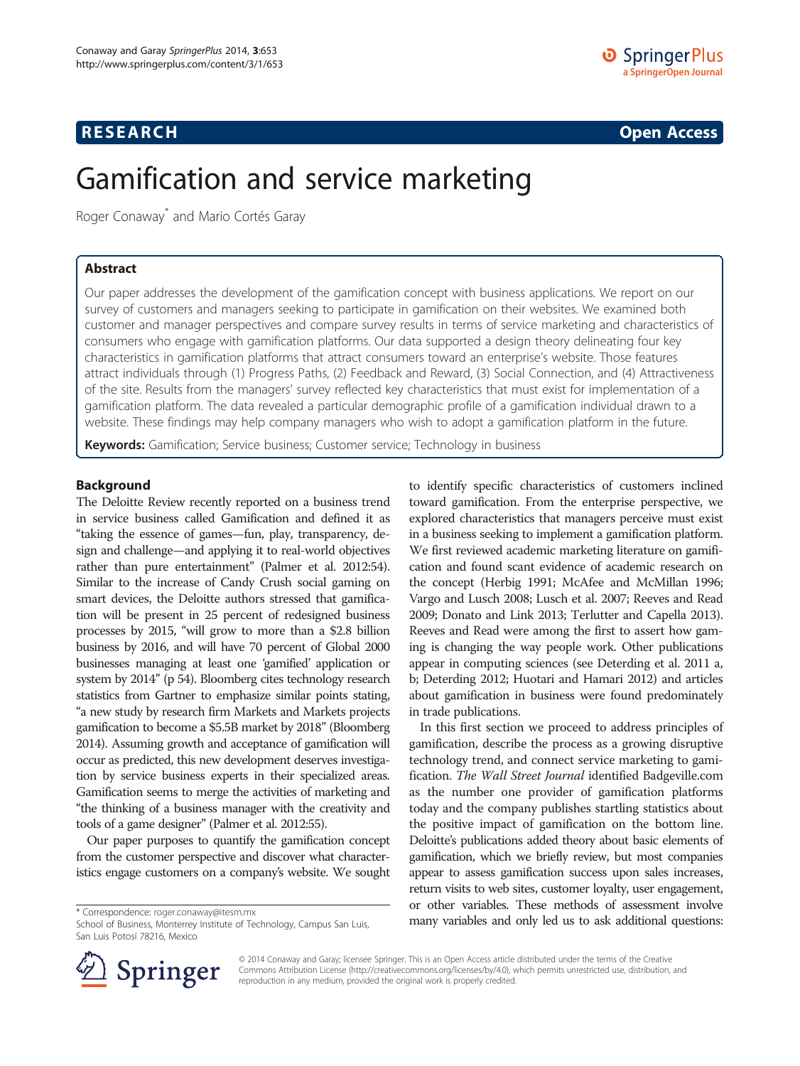RESEARCH Open Access

# Gamification and service marketing

Roger Conaway[*] and Mario Cortés Garay

## Abstract

Our paper addresses the development of the gamification concept with business applications. We report on our survey of customers and managers seeking to participate in gamification on their websites. We examined both customer and manager perspectives and compare survey results in terms of service marketing and characteristics of consumers who engage with gamification platforms. Our data supported a design theory delineating four key characteristics in gamification platforms that attract consumers toward an enterprise's website. Those features attract individuals through (1) Progress Paths, (2) Feedback and Reward, (3) Social Connection, and (4) Attractiveness of the site. Results from the managers' survey reflected key characteristics that must exist for implementation of a gamification platform. The data revealed a particular demographic profile of a gamification individual drawn to a website. These findings may help company managers who wish to adopt a gamification platform in the future.

**Keywords:** Gamification; Service business; Customer service; Technology in business

## Background

The Deloitte Review recently reported on a business trend in service business called Gamification and defined it as "taking the essence of games—fun, play, transparency, design and challenge—and applying it to real-world objectives rather than pure entertainment" (Palmer et al. 2012:54). Similar to the increase of Candy Crush social gaming on smart devices, the Deloitte authors stressed that gamification will be present in 25 percent of redesigned business processes by 2015, "will grow to more than a $2.8 billion business by 2016, and will have 70 percent of Global 2000 businesses managing at least one 'gamified' application or system by 2014" (p 54). Bloomberg cites technology research statistics from Gartner to emphasize similar points stating, "a new study by research firm Markets and Markets projects gamification to become a $5.5B market by 2018" (Bloomberg 2014). Assuming growth and acceptance of gamification will occur as predicted, this new development deserves investigation by service business experts in their specialized areas. Gamification seems to merge the activities of marketing and "the thinking of a business manager with the creativity and tools of a game designer" (Palmer et al. 2012:55).

Our paper purposes to quantify the gamification concept from the customer perspective and discover what characteristics engage customers on a company's website. We sought to identify specific characteristics of customers inclined toward gamification. From the enterprise perspective, we explored characteristics that managers perceive must exist in a business seeking to implement a gamification platform. We first reviewed academic marketing literature on gamification and found scant evidence of academic research on the concept (Herbig 1991; McAfee and McMillan 1996; Vargo and Lusch 2008; Lusch et al. 2007; Reeves and Read 2009; Donato and Link 2013; Terlutter and Capella 2013). Reeves and Read were among the first to assert how gaming is changing the way people work. Other publications appear in computing sciences (see Deterding et al. 2011 a, b; Deterding 2012; Huotari and Hamari 2012) and articles about gamification in business were found predominately in trade publications.

In this first section we proceed to address principles of gamification, describe the process as a growing disruptive technology trend, and connect service marketing to gamification. *The Wall Street Journal* identified Badgeville.com as the number one provider of gamification platforms today and the company publishes startling statistics about the positive impact of gamification on the bottom line. Deloitte's publications added theory about basic elements of gamification, which we briefly review, but most companies appear to assess gamification success upon sales increases, return visits to web sites, customer loyalty, user engagement, or other variables. These methods of assessment involve many variables and only led us to ask additional questions:

* Correspondence: roger.conaway@itesm.mx
School of Business, Monterrey Institute of Technology, Campus San Luis, San Luis Potosí 78216, Mexico

© 2014 Conaway and Garay; licensee Springer. This is an Open Access article distributed under the terms of the Creative Commons Attribution License (http://creativecommons.org/licenses/by/4.0), which permits unrestricted use, distribution, and reproduction in any medium, provided the original work is properly credited.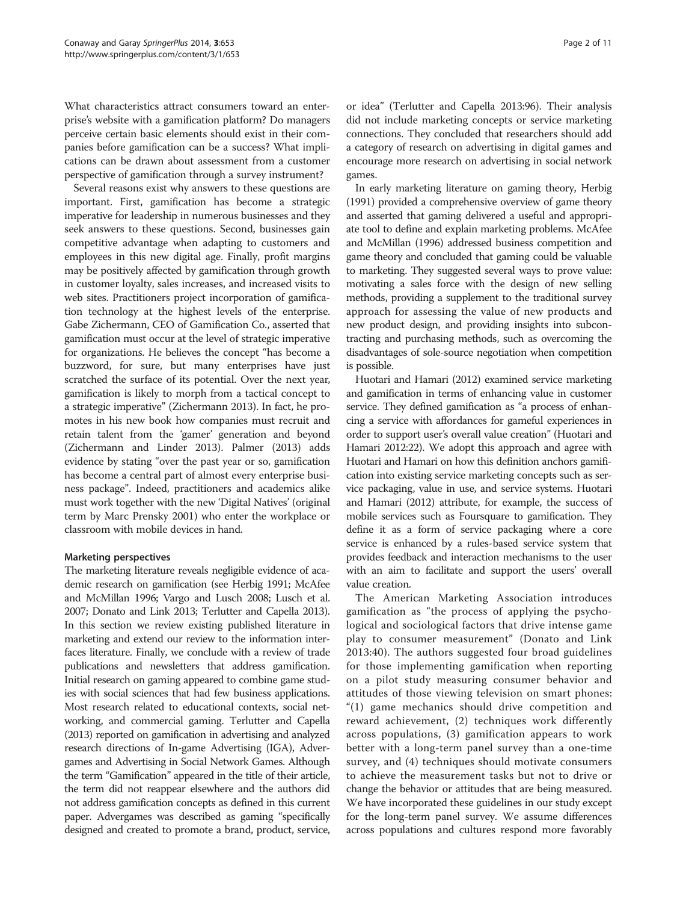What characteristics attract consumers toward an enterprise's website with a gamification platform? Do managers perceive certain basic elements should exist in their companies before gamification can be a success? What implications can be drawn about assessment from a customer perspective of gamification through a survey instrument?

Several reasons exist why answers to these questions are important. First, gamification has become a strategic imperative for leadership in numerous businesses and they seek answers to these questions. Second, businesses gain competitive advantage when adapting to customers and employees in this new digital age. Finally, profit margins may be positively affected by gamification through growth in customer loyalty, sales increases, and increased visits to web sites. Practitioners project incorporation of gamification technology at the highest levels of the enterprise. Gabe Zichermann, CEO of Gamification Co., asserted that gamification must occur at the level of strategic imperative for organizations. He believes the concept "has become a buzzword, for sure, but many enterprises have just scratched the surface of its potential. Over the next year, gamification is likely to morph from a tactical concept to a strategic imperative" (Zichermann 2013). In fact, he promotes in his new book how companies must recruit and retain talent from the 'gamer' generation and beyond (Zichermann and Linder 2013). Palmer (2013) adds evidence by stating "over the past year or so, gamification has become a central part of almost every enterprise business package". Indeed, practitioners and academics alike must work together with the new 'Digital Natives' (original term by Marc Prensky 2001) who enter the workplace or classroom with mobile devices in hand.

#### Marketing perspectives

The marketing literature reveals negligible evidence of academic research on gamification (see Herbig 1991; McAfee and McMillan 1996; Vargo and Lusch 2008; Lusch et al. 2007; Donato and Link 2013; Terlutter and Capella 2013). In this section we review existing published literature in marketing and extend our review to the information interfaces literature. Finally, we conclude with a review of trade publications and newsletters that address gamification. Initial research on gaming appeared to combine game studies with social sciences that had few business applications. Most research related to educational contexts, social networking, and commercial gaming. Terlutter and Capella (2013) reported on gamification in advertising and analyzed research directions of In-game Advertising (IGA), Advergames and Advertising in Social Network Games. Although the term "Gamification" appeared in the title of their article, the term did not reappear elsewhere and the authors did not address gamification concepts as defined in this current paper. Advergames was described as gaming "specifically designed and created to promote a brand, product, service, or idea" (Terlutter and Capella 2013:96). Their analysis did not include marketing concepts or service marketing connections. They concluded that researchers should add a category of research on advertising in digital games and encourage more research on advertising in social network games.

In early marketing literature on gaming theory, Herbig (1991) provided a comprehensive overview of game theory and asserted that gaming delivered a useful and appropriate tool to define and explain marketing problems. McAfee and McMillan (1996) addressed business competition and game theory and concluded that gaming could be valuable to marketing. They suggested several ways to prove value: motivating a sales force with the design of new selling methods, providing a supplement to the traditional survey approach for assessing the value of new products and new product design, and providing insights into subcontracting and purchasing methods, such as overcoming the disadvantages of sole-source negotiation when competition is possible.

Huotari and Hamari (2012) examined service marketing and gamification in terms of enhancing value in customer service. They defined gamification as "a process of enhancing a service with affordances for gameful experiences in order to support user's overall value creation" (Huotari and Hamari 2012:22). We adopt this approach and agree with Huotari and Hamari on how this definition anchors gamification into existing service marketing concepts such as service packaging, value in use, and service systems. Huotari and Hamari (2012) attribute, for example, the success of mobile services such as Foursquare to gamification. They define it as a form of service packaging where a core service is enhanced by a rules-based service system that provides feedback and interaction mechanisms to the user with an aim to facilitate and support the users' overall value creation.

The American Marketing Association introduces gamification as "the process of applying the psychological and sociological factors that drive intense game play to consumer measurement" (Donato and Link 2013:40). The authors suggested four broad guidelines for those implementing gamification when reporting on a pilot study measuring consumer behavior and attitudes of those viewing television on smart phones: "(1) game mechanics should drive competition and reward achievement, (2) techniques work differently across populations, (3) gamification appears to work better with a long-term panel survey than a one-time survey, and (4) techniques should motivate consumers to achieve the measurement tasks but not to drive or change the behavior or attitudes that are being measured. We have incorporated these guidelines in our study except for the long-term panel survey. We assume differences across populations and cultures respond more favorably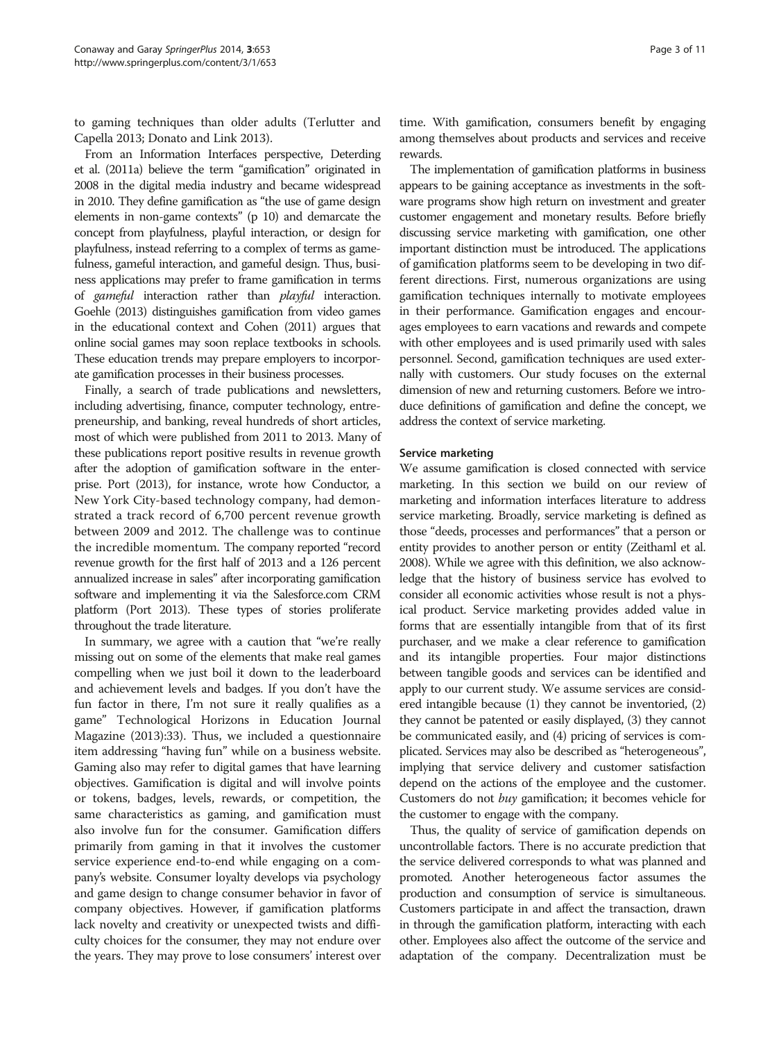to gaming techniques than older adults (Terlutter and Capella 2013; Donato and Link 2013).

From an Information Interfaces perspective, Deterding et al. (2011a) believe the term "gamification" originated in 2008 in the digital media industry and became widespread in 2010. They define gamification as "the use of game design elements in non-game contexts" (p 10) and demarcate the concept from playfulness, playful interaction, or design for playfulness, instead referring to a complex of terms as gamefulness, gameful interaction, and gameful design. Thus, business applications may prefer to frame gamification in terms of *gameful* interaction rather than *playful* interaction. Goehle (2013) distinguishes gamification from video games in the educational context and Cohen (2011) argues that online social games may soon replace textbooks in schools. These education trends may prepare employers to incorporate gamification processes in their business processes.

Finally, a search of trade publications and newsletters, including advertising, finance, computer technology, entrepreneurship, and banking, reveal hundreds of short articles, most of which were published from 2011 to 2013. Many of these publications report positive results in revenue growth after the adoption of gamification software in the enterprise. Port (2013), for instance, wrote how Conductor, a New York City-based technology company, had demonstrated a track record of 6,700 percent revenue growth between 2009 and 2012. The challenge was to continue the incredible momentum. The company reported "record revenue growth for the first half of 2013 and a 126 percent annualized increase in sales" after incorporating gamification software and implementing it via the Salesforce.com CRM platform (Port 2013). These types of stories proliferate throughout the trade literature.

In summary, we agree with a caution that "we're really missing out on some of the elements that make real games compelling when we just boil it down to the leaderboard and achievement levels and badges. If you don't have the fun factor in there, I'm not sure it really qualifies as a game" Technological Horizons in Education Journal Magazine (2013):33). Thus, we included a questionnaire item addressing "having fun" while on a business website. Gaming also may refer to digital games that have learning objectives. Gamification is digital and will involve points or tokens, badges, levels, rewards, or competition, the same characteristics as gaming, and gamification must also involve fun for the consumer. Gamification differs primarily from gaming in that it involves the customer service experience end-to-end while engaging on a company's website. Consumer loyalty develops via psychology and game design to change consumer behavior in favor of company objectives. However, if gamification platforms lack novelty and creativity or unexpected twists and difficulty choices for the consumer, they may not endure over the years. They may prove to lose consumers' interest over time. With gamification, consumers benefit by engaging among themselves about products and services and receive rewards.

The implementation of gamification platforms in business appears to be gaining acceptance as investments in the software programs show high return on investment and greater customer engagement and monetary results. Before briefly discussing service marketing with gamification, one other important distinction must be introduced. The applications of gamification platforms seem to be developing in two different directions. First, numerous organizations are using gamification techniques internally to motivate employees in their performance. Gamification engages and encourages employees to earn vacations and rewards and compete with other employees and is used primarily used with sales personnel. Second, gamification techniques are used externally with customers. Our study focuses on the external dimension of new and returning customers. Before we introduce definitions of gamification and define the concept, we address the context of service marketing.

### Service marketing

We assume gamification is closed connected with service marketing. In this section we build on our review of marketing and information interfaces literature to address service marketing. Broadly, service marketing is defined as those "deeds, processes and performances" that a person or entity provides to another person or entity (Zeithaml et al. 2008). While we agree with this definition, we also acknowledge that the history of business service has evolved to consider all economic activities whose result is not a physical product. Service marketing provides added value in forms that are essentially intangible from that of its first purchaser, and we make a clear reference to gamification and its intangible properties. Four major distinctions between tangible goods and services can be identified and apply to our current study. We assume services are considered intangible because (1) they cannot be inventoried, (2) they cannot be patented or easily displayed, (3) they cannot be communicated easily, and (4) pricing of services is complicated. Services may also be described as "heterogeneous", implying that service delivery and customer satisfaction depend on the actions of the employee and the customer. Customers do not *buy* gamification; it becomes vehicle for the customer to engage with the company.

Thus, the quality of service of gamification depends on uncontrollable factors. There is no accurate prediction that the service delivered corresponds to what was planned and promoted. Another heterogeneous factor assumes the production and consumption of service is simultaneous. Customers participate in and affect the transaction, drawn in through the gamification platform, interacting with each other. Employees also affect the outcome of the service and adaptation of the company. Decentralization must be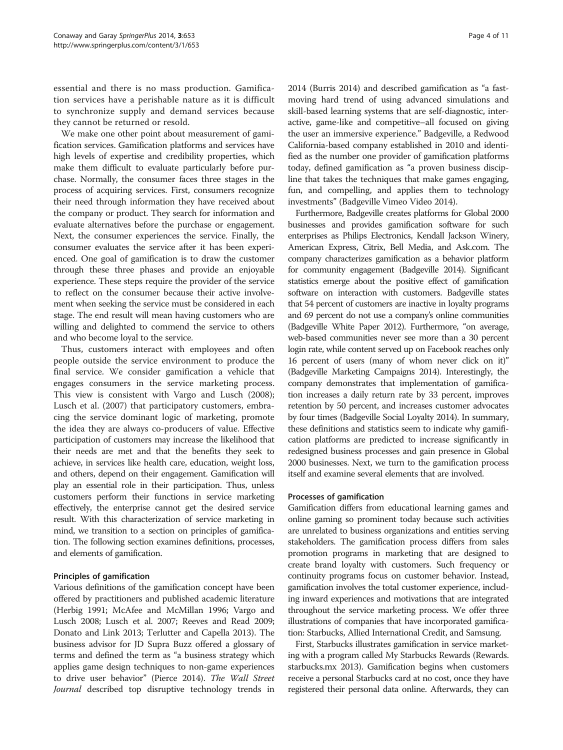essential and there is no mass production. Gamification services have a perishable nature as it is difficult to synchronize supply and demand services because they cannot be returned or resold.

We make one other point about measurement of gamification services. Gamification platforms and services have high levels of expertise and credibility properties, which make them difficult to evaluate particularly before purchase. Normally, the consumer faces three stages in the process of acquiring services. First, consumers recognize their need through information they have received about the company or product. They search for information and evaluate alternatives before the purchase or engagement. Next, the consumer experiences the service. Finally, the consumer evaluates the service after it has been experienced. One goal of gamification is to draw the customer through these three phases and provide an enjoyable experience. These steps require the provider of the service to reflect on the consumer because their active involvement when seeking the service must be considered in each stage. The end result will mean having customers who are willing and delighted to commend the service to others and who become loyal to the service.

Thus, customers interact with employees and often people outside the service environment to produce the final service. We consider gamification a vehicle that engages consumers in the service marketing process. This view is consistent with Vargo and Lusch (2008); Lusch et al. (2007) that participatory customers, embracing the service dominant logic of marketing, promote the idea they are always co-producers of value. Effective participation of customers may increase the likelihood that their needs are met and that the benefits they seek to achieve, in services like health care, education, weight loss, and others, depend on their engagement. Gamification will play an essential role in their participation. Thus, unless customers perform their functions in service marketing effectively, the enterprise cannot get the desired service result. With this characterization of service marketing in mind, we transition to a section on principles of gamification. The following section examines definitions, processes, and elements of gamification.

### Principles of gamification

Various definitions of the gamification concept have been offered by practitioners and published academic literature (Herbig 1991; McAfee and McMillan 1996; Vargo and Lusch 2008; Lusch et al. 2007; Reeves and Read 2009; Donato and Link 2013; Terlutter and Capella 2013). The business advisor for JD Supra Buzz offered a glossary of terms and defined the term as "a business strategy which applies game design techniques to non-game experiences to drive user behavior" (Pierce 2014). *The Wall Street Journal* described top disruptive technology trends in 2014 (Burris 2014) and described gamification as "a fast-moving hard trend of using advanced simulations and skill-based learning systems that are self-diagnostic, interactive, game-like and competitive–all focused on giving the user an immersive experience." Badgeville, a Redwood California-based company established in 2010 and identified as the number one provider of gamification platforms today, defined gamification as "a proven business discipline that takes the techniques that make games engaging, fun, and compelling, and applies them to technology investments" (Badgeville Vimeo Video 2014).

Furthermore, Badgeville creates platforms for Global 2000 businesses and provides gamification software for such enterprises as Philips Electronics, Kendall Jackson Winery, American Express, Citrix, Bell Media, and Ask.com. The company characterizes gamification as a behavior platform for community engagement (Badgeville 2014). Significant statistics emerge about the positive effect of gamification software on interaction with customers. Badgeville states that 54 percent of customers are inactive in loyalty programs and 69 percent do not use a company's online communities (Badgeville White Paper 2012). Furthermore, "on average, web-based communities never see more than a 30 percent login rate, while content served up on Facebook reaches only 16 percent of users (many of whom never click on it)" (Badgeville Marketing Campaigns 2014). Interestingly, the company demonstrates that implementation of gamification increases a daily return rate by 33 percent, improves retention by 50 percent, and increases customer advocates by four times (Badgeville Social Loyalty 2014). In summary, these definitions and statistics seem to indicate why gamification platforms are predicted to increase significantly in redesigned business processes and gain presence in Global 2000 businesses. Next, we turn to the gamification process itself and examine several elements that are involved.

### Processes of gamification

Gamification differs from educational learning games and online gaming so prominent today because such activities are unrelated to business organizations and entities serving stakeholders. The gamification process differs from sales promotion programs in marketing that are designed to create brand loyalty with customers. Such frequency or continuity programs focus on customer behavior. Instead, gamification involves the total customer experience, including inward experiences and motivations that are integrated throughout the service marketing process. We offer three illustrations of companies that have incorporated gamification: Starbucks, Allied International Credit, and Samsung.

First, Starbucks illustrates gamification in service marketing with a program called My Starbucks Rewards (Rewards.starbucks.mx 2013). Gamification begins when customers receive a personal Starbucks card at no cost, once they have registered their personal data online. Afterwards, they can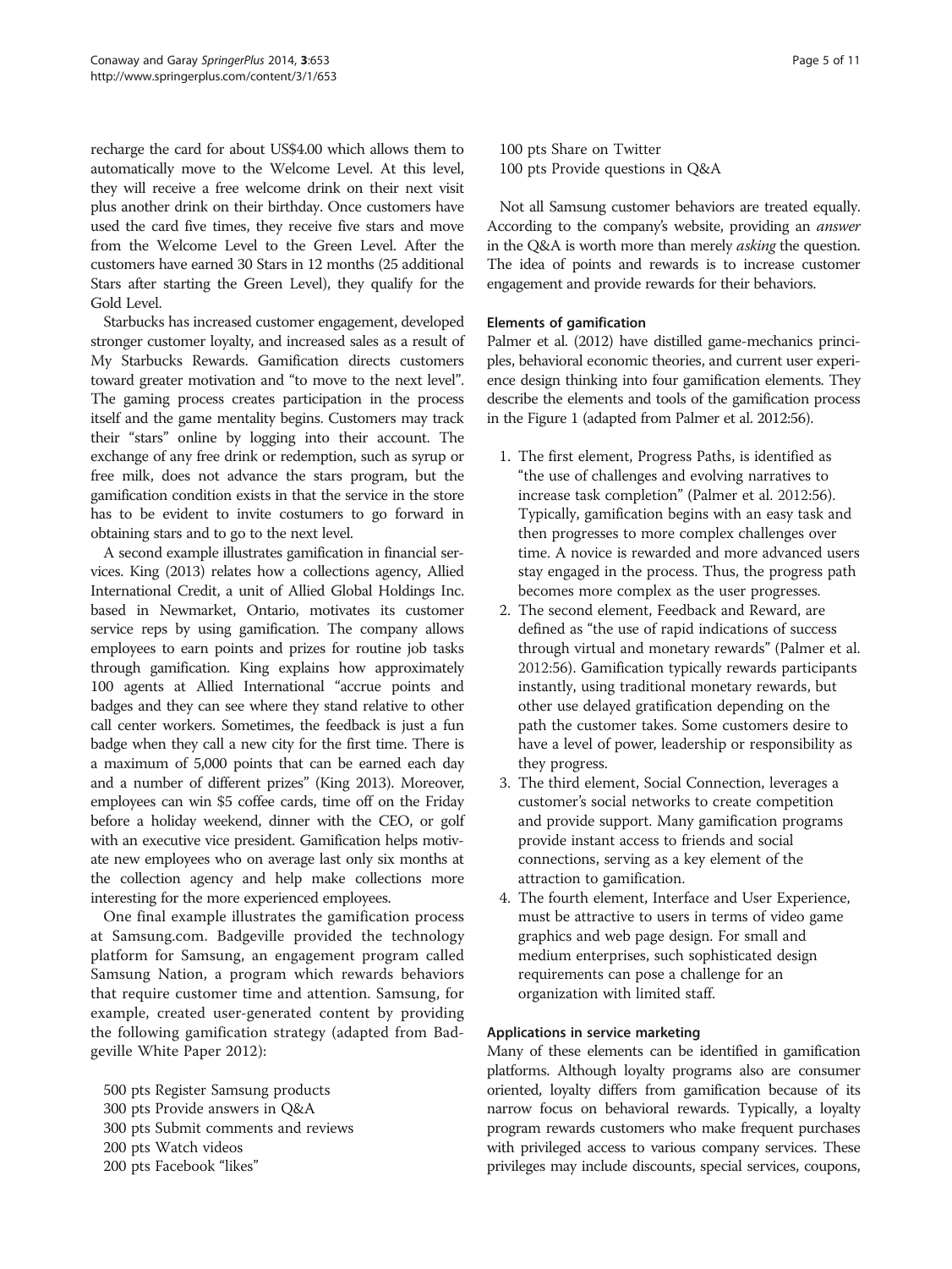recharge the card for about US$4.00 which allows them to automatically move to the Welcome Level. At this level, they will receive a free welcome drink on their next visit plus another drink on their birthday. Once customers have used the card five times, they receive five stars and move from the Welcome Level to the Green Level. After the customers have earned 30 Stars in 12 months (25 additional Stars after starting the Green Level), they qualify for the Gold Level.

Starbucks has increased customer engagement, developed stronger customer loyalty, and increased sales as a result of My Starbucks Rewards. Gamification directs customers toward greater motivation and "to move to the next level". The gaming process creates participation in the process itself and the game mentality begins. Customers may track their "stars" online by logging into their account. The exchange of any free drink or redemption, such as syrup or free milk, does not advance the stars program, but the gamification condition exists in that the service in the store has to be evident to invite costumers to go forward in obtaining stars and to go to the next level.

A second example illustrates gamification in financial services. King (2013) relates how a collections agency, Allied International Credit, a unit of Allied Global Holdings Inc. based in Newmarket, Ontario, motivates its customer service reps by using gamification. The company allows employees to earn points and prizes for routine job tasks through gamification. King explains how approximately 100 agents at Allied International "accrue points and badges and they can see where they stand relative to other call center workers. Sometimes, the feedback is just a fun badge when they call a new city for the first time. There is a maximum of 5,000 points that can be earned each day and a number of different prizes" (King 2013). Moreover, employees can win $5 coffee cards, time off on the Friday before a holiday weekend, dinner with the CEO, or golf with an executive vice president. Gamification helps motivate new employees who on average last only six months at the collection agency and help make collections more interesting for the more experienced employees.

One final example illustrates the gamification process at Samsung.com. Badgeville provided the technology platform for Samsung, an engagement program called Samsung Nation, a program which rewards behaviors that require customer time and attention. Samsung, for example, created user-generated content by providing the following gamification strategy (adapted from Badgeville White Paper 2012):

500 pts Register Samsung products
300 pts Provide answers in Q&A
300 pts Submit comments and reviews
200 pts Watch videos
200 pts Facebook "likes"
100 pts Share on Twitter
100 pts Provide questions in Q&A

Not all Samsung customer behaviors are treated equally. According to the company's website, providing an *answer* in the Q&A is worth more than merely *asking* the question. The idea of points and rewards is to increase customer engagement and provide rewards for their behaviors.

### Elements of gamification

Palmer et al. (2012) have distilled game-mechanics principles, behavioral economic theories, and current user experience design thinking into four gamification elements. They describe the elements and tools of the gamification process in the Figure 1 (adapted from Palmer et al. 2012:56).

1. The first element, Progress Paths, is identified as "the use of challenges and evolving narratives to increase task completion" (Palmer et al. 2012:56). Typically, gamification begins with an easy task and then progresses to more complex challenges over time. A novice is rewarded and more advanced users stay engaged in the process. Thus, the progress path becomes more complex as the user progresses.
2. The second element, Feedback and Reward, are defined as "the use of rapid indications of success through virtual and monetary rewards" (Palmer et al. 2012:56). Gamification typically rewards participants instantly, using traditional monetary rewards, but other use delayed gratification depending on the path the customer takes. Some customers desire to have a level of power, leadership or responsibility as they progress.
3. The third element, Social Connection, leverages a customer's social networks to create competition and provide support. Many gamification programs provide instant access to friends and social connections, serving as a key element of the attraction to gamification.
4. The fourth element, Interface and User Experience, must be attractive to users in terms of video game graphics and web page design. For small and medium enterprises, such sophisticated design requirements can pose a challenge for an organization with limited staff.

### Applications in service marketing

Many of these elements can be identified in gamification platforms. Although loyalty programs also are consumer oriented, loyalty differs from gamification because of its narrow focus on behavioral rewards. Typically, a loyalty program rewards customers who make frequent purchases with privileged access to various company services. These privileges may include discounts, special services, coupons,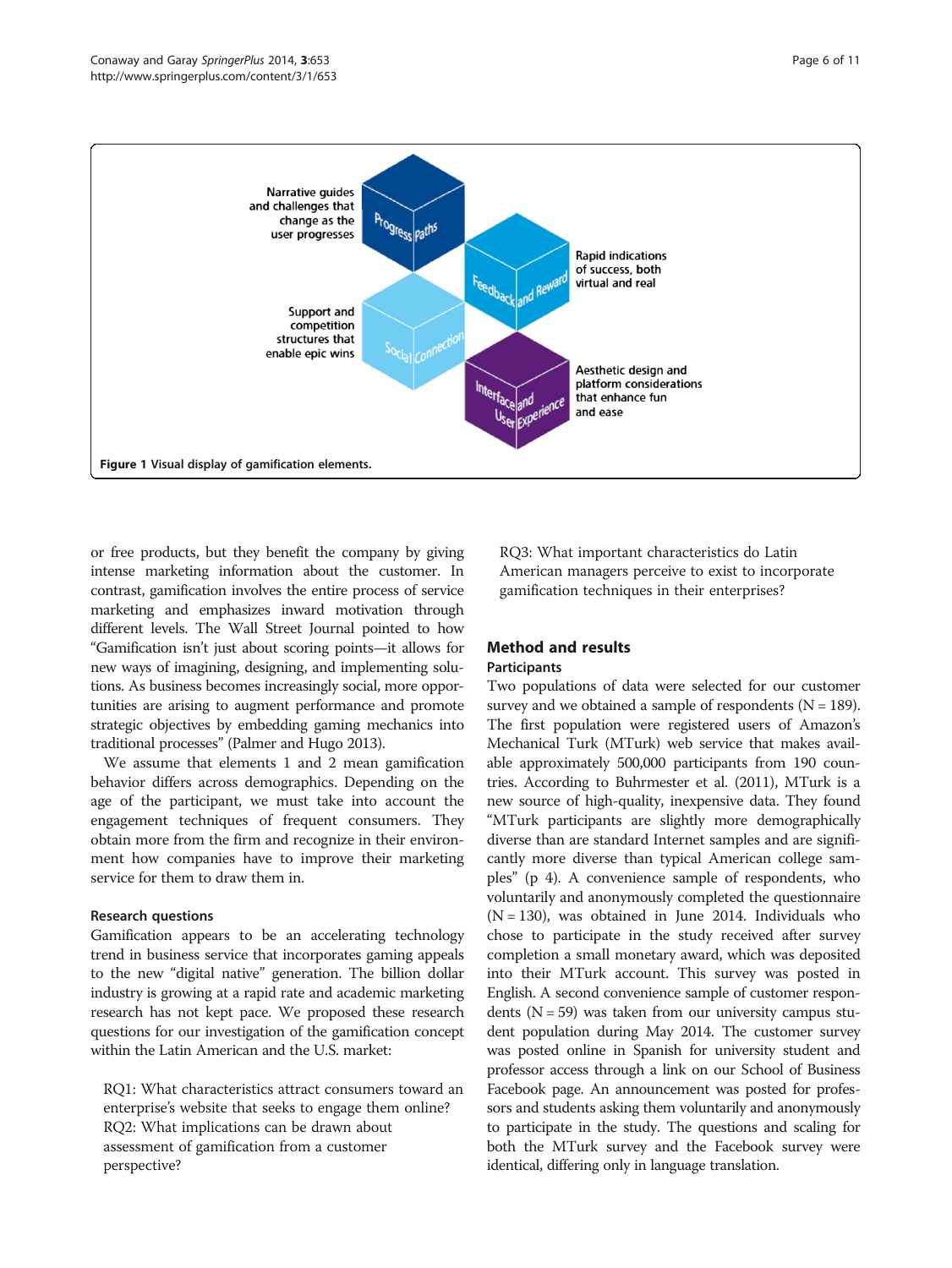Narrative guides and challenges that change as the user progresses

Progress Paths

Feedback and Reward

Rapid indications of success, both virtual and real

Support and competition structures that enable epic wins

Social Connection

Interface and User Experience

Aesthetic design and platform considerations that enhance fun and ease

**Figure 1** Visual display of gamification elements.

or free products, but they benefit the company by giving intense marketing information about the customer. In contrast, gamification involves the entire process of service marketing and emphasizes inward motivation through different levels. The Wall Street Journal pointed to how "Gamification isn't just about scoring points—it allows for new ways of imagining, designing, and implementing solutions. As business becomes increasingly social, more opportunities are arising to augment performance and promote strategic objectives by embedding gaming mechanics into traditional processes" (Palmer and Hugo 2013).

We assume that elements 1 and 2 mean gamification behavior differs across demographics. Depending on the age of the participant, we must take into account the engagement techniques of frequent consumers. They obtain more from the firm and recognize in their environment how companies have to improve their marketing service for them to draw them in.

### Research questions

Gamification appears to be an accelerating technology trend in business service that incorporates gaming appeals to the new "digital native" generation. The billion dollar industry is growing at a rapid rate and academic marketing research has not kept pace. We proposed these research questions for our investigation of the gamification concept within the Latin American and the U.S. market:

RQ1: What characteristics attract consumers toward an enterprise's website that seeks to engage them online?
RQ2: What implications can be drawn about assessment of gamification from a customer perspective?
RQ3: What important characteristics do Latin American managers perceive to exist to incorporate gamification techniques in their enterprises?

## Method and results

### Participants

Two populations of data were selected for our customer survey and we obtained a sample of respondents (N = 189). The first population were registered users of Amazon's Mechanical Turk (MTurk) web service that makes available approximately 500,000 participants from 190 countries. According to Buhrmester et al. (2011), MTurk is a new source of high-quality, inexpensive data. They found "MTurk participants are slightly more demographically diverse than are standard Internet samples and are significantly more diverse than typical American college samples" (p 4). A convenience sample of respondents, who voluntarily and anonymously completed the questionnaire (N = 130), was obtained in June 2014. Individuals who chose to participate in the study received after survey completion a small monetary award, which was deposited into their MTurk account. This survey was posted in English. A second convenience sample of customer respondents (N = 59) was taken from our university campus student population during May 2014. The customer survey was posted online in Spanish for university student and professor access through a link on our School of Business Facebook page. An announcement was posted for professors and students asking them voluntarily and anonymously to participate in the study. The questions and scaling for both the MTurk survey and the Facebook survey were identical, differing only in language translation.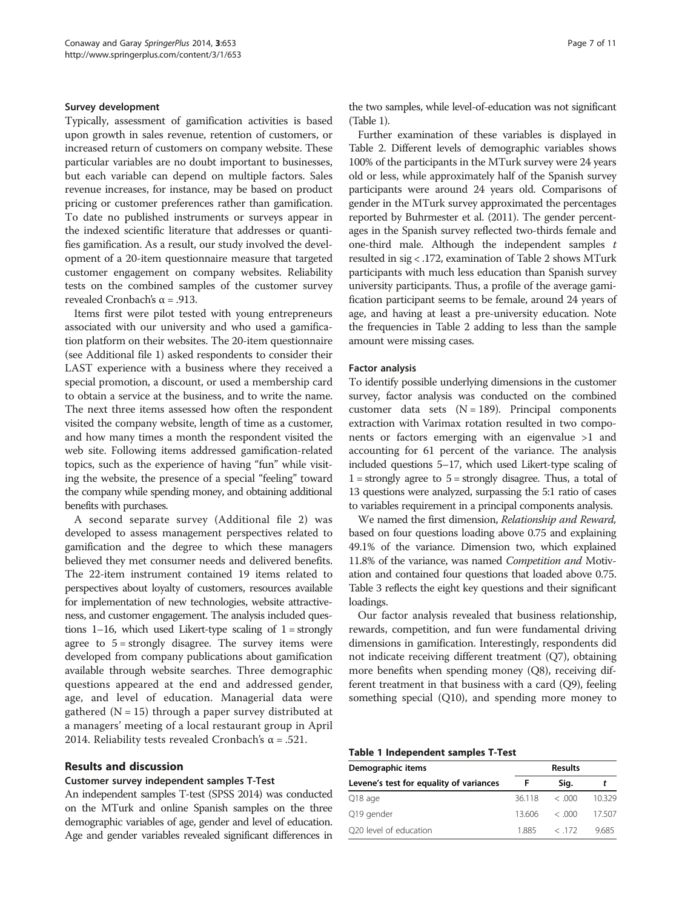#### Survey development

Typically, assessment of gamification activities is based upon growth in sales revenue, retention of customers, or increased return of customers on company website. These particular variables are no doubt important to businesses, but each variable can depend on multiple factors. Sales revenue increases, for instance, may be based on product pricing or customer preferences rather than gamification. To date no published instruments or surveys appear in the indexed scientific literature that addresses or quantifies gamification. As a result, our study involved the development of a 20-item questionnaire measure that targeted customer engagement on company websites. Reliability tests on the combined samples of the customer survey revealed Cronbach's α = .913.

Items first were pilot tested with young entrepreneurs associated with our university and who used a gamification platform on their websites. The 20-item questionnaire (see Additional file 1) asked respondents to consider their LAST experience with a business where they received a special promotion, a discount, or used a membership card to obtain a service at the business, and to write the name. The next three items assessed how often the respondent visited the company website, length of time as a customer, and how many times a month the respondent visited the web site. Following items addressed gamification-related topics, such as the experience of having "fun" while visiting the website, the presence of a special "feeling" toward the company while spending money, and obtaining additional benefits with purchases.

A second separate survey (Additional file 2) was developed to assess management perspectives related to gamification and the degree to which these managers believed they met consumer needs and delivered benefits. The 22-item instrument contained 19 items related to perspectives about loyalty of customers, resources available for implementation of new technologies, website attractiveness, and customer engagement. The analysis included questions 1–16, which used Likert-type scaling of 1 = strongly agree to 5 = strongly disagree. The survey items were developed from company publications about gamification available through website searches. Three demographic questions appeared at the end and addressed gender, age, and level of education. Managerial data were gathered (N = 15) through a paper survey distributed at a managers' meeting of a local restaurant group in April 2014. Reliability tests revealed Cronbach's α = .521.

## Results and discussion

#### Customer survey independent samples T-Test

An independent samples T-test (SPSS 2014) was conducted on the MTurk and online Spanish samples on the three demographic variables of age, gender and level of education. Age and gender variables revealed significant differences in the two samples, while level-of-education was not significant (Table 1).

Further examination of these variables is displayed in Table 2. Different levels of demographic variables shows 100% of the participants in the MTurk survey were 24 years old or less, while approximately half of the Spanish survey participants were around 24 years old. Comparisons of gender in the MTurk survey approximated the percentages reported by Buhrmester et al. (2011). The gender percentages in the Spanish survey reflected two-thirds female and one-third male. Although the independent samples *t* resulted in sig < .172, examination of Table 2 shows MTurk participants with much less education than Spanish survey university participants. Thus, a profile of the average gamification participant seems to be female, around 24 years of age, and having at least a pre-university education. Note the frequencies in Table 2 adding to less than the sample amount were missing cases.

#### Factor analysis

To identify possible underlying dimensions in the customer survey, factor analysis was conducted on the combined customer data sets (N = 189). Principal components extraction with Varimax rotation resulted in two components or factors emerging with an eigenvalue >1 and accounting for 61 percent of the variance. The analysis included questions 5–17, which used Likert-type scaling of 1 = strongly agree to 5 = strongly disagree. Thus, a total of 13 questions were analyzed, surpassing the 5:1 ratio of cases to variables requirement in a principal components analysis.

We named the first dimension, *Relationship and Reward,* based on four questions loading above 0.75 and explaining 49.1% of the variance. Dimension two, which explained 11.8% of the variance, was named *Competition and* Motivation and contained four questions that loaded above 0.75. Table 3 reflects the eight key questions and their significant loadings.

Our factor analysis revealed that business relationship, rewards, competition, and fun were fundamental driving dimensions in gamification. Interestingly, respondents did not indicate receiving different treatment (Q7), obtaining more benefits when spending money (Q8), receiving different treatment in that business with a card (Q9), feeling something special (Q10), and spending more money to

**Table 1 Independent samples T-Test**

| Demographic items | Results | | |
|---|---|---|---|
| Levene's test for equality of variances | F | Sig. | *t* |
| Q18 age | 36.118 | < .000 | 10.329 |
| Q19 gender | 13.606 | < .000 | 17.507 |
| Q20 level of education | 1.885 | < .172 | 9.685 |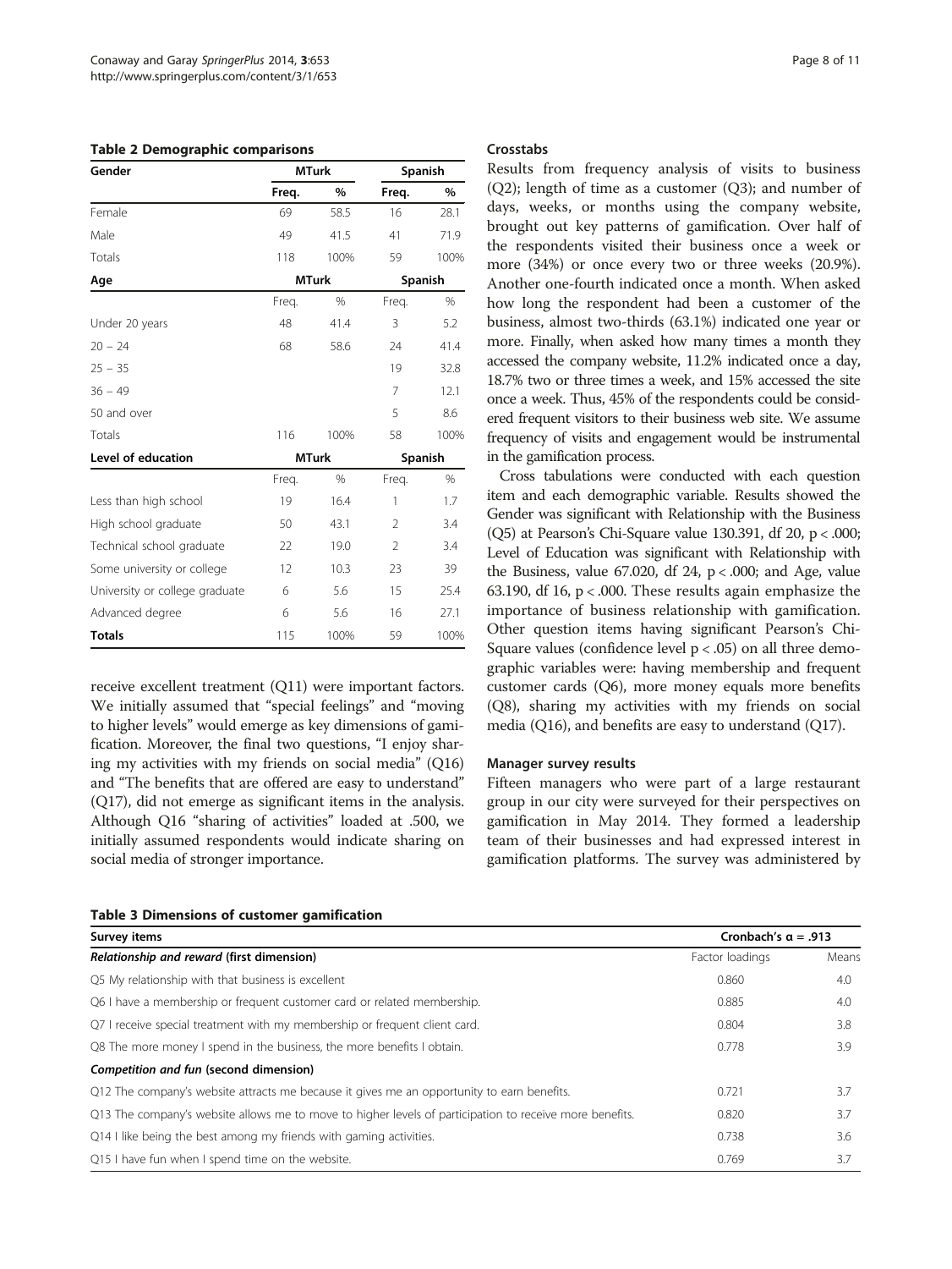**Table 2 Demographic comparisons**

| Gender | MTurk | | Spanish | |
|---|---|---|---|---|
| | Freq. | % | Freq. | % |
| Female | 69 | 58.5 | 16 | 28.1 |
| Male | 49 | 41.5 | 41 | 71.9 |
| Totals | 118 | 100% | 59 | 100% |
| **Age** | **MTurk** | | **Spanish** | |
| | Freq. | % | Freq. | % |
| Under 20 years | 48 | 41.4 | 3 | 5.2 |
| 20 – 24 | 68 | 58.6 | 24 | 41.4 |
| 25 – 35 | | | 19 | 32.8 |
| 36 – 49 | | | 7 | 12.1 |
| 50 and over | | | 5 | 8.6 |
| Totals | 116 | 100% | 58 | 100% |
| **Level of education** | **MTurk** | | **Spanish** | |
| | Freq. | % | Freq. | % |
| Less than high school | 19 | 16.4 | 1 | 1.7 |
| High school graduate | 50 | 43.1 | 2 | 3.4 |
| Technical school graduate | 22 | 19.0 | 2 | 3.4 |
| Some university or college | 12 | 10.3 | 23 | 39 |
| University or college graduate | 6 | 5.6 | 15 | 25.4 |
| Advanced degree | 6 | 5.6 | 16 | 27.1 |
| **Totals** | 115 | 100% | 59 | 100% |

receive excellent treatment (Q11) were important factors. We initially assumed that "special feelings" and "moving to higher levels" would emerge as key dimensions of gamification. Moreover, the final two questions, "I enjoy sharing my activities with my friends on social media" (Q16) and "The benefits that are offered are easy to understand" (Q17), did not emerge as significant items in the analysis. Although Q16 "sharing of activities" loaded at .500, we initially assumed respondents would indicate sharing on social media of stronger importance.

### Crosstabs

Results from frequency analysis of visits to business (Q2); length of time as a customer (Q3); and number of days, weeks, or months using the company website, brought out key patterns of gamification. Over half of the respondents visited their business once a week or more (34%) or once every two or three weeks (20.9%). Another one-fourth indicated once a month. When asked how long the respondent had been a customer of the business, almost two-thirds (63.1%) indicated one year or more. Finally, when asked how many times a month they accessed the company website, 11.2% indicated once a day, 18.7% two or three times a week, and 15% accessed the site once a week. Thus, 45% of the respondents could be considered frequent visitors to their business web site. We assume frequency of visits and engagement would be instrumental in the gamification process.

Cross tabulations were conducted with each question item and each demographic variable. Results showed the Gender was significant with Relationship with the Business (Q5) at Pearson's Chi-Square value 130.391, df 20, $p < .000$; Level of Education was significant with Relationship with the Business, value 67.020, df 24, $p < .000$; and Age, value 63.190, df 16, $p < .000$. These results again emphasize the importance of business relationship with gamification. Other question items having significant Pearson's Chi-Square values (confidence level $p < .05$) on all three demographic variables were: having membership and frequent customer cards (Q6), more money equals more benefits (Q8), sharing my activities with my friends on social media (Q16), and benefits are easy to understand (Q17).

### Manager survey results

Fifteen managers who were part of a large restaurant group in our city were surveyed for their perspectives on gamification in May 2014. They formed a leadership team of their businesses and had expressed interest in gamification platforms. The survey was administered by

**Table 3 Dimensions of customer gamification**

| Survey items | Cronbach's α = .913 | |
|---|---|---|
| ***Relationship and reward* (first dimension)** | Factor loadings | Means |
| Q5 My relationship with that business is excellent | 0.860 | 4.0 |
| Q6 I have a membership or frequent customer card or related membership. | 0.885 | 4.0 |
| Q7 I receive special treatment with my membership or frequent client card. | 0.804 | 3.8 |
| Q8 The more money I spend in the business, the more benefits I obtain. | 0.778 | 3.9 |
| ***Competition and fun* (second dimension)** | | |
| Q12 The company's website attracts me because it gives me an opportunity to earn benefits. | 0.721 | 3.7 |
| Q13 The company's website allows me to move to higher levels of participation to receive more benefits. | 0.820 | 3.7 |
| Q14 I like being the best among my friends with gaming activities. | 0.738 | 3.6 |
| Q15 I have fun when I spend time on the website. | 0.769 | 3.7 |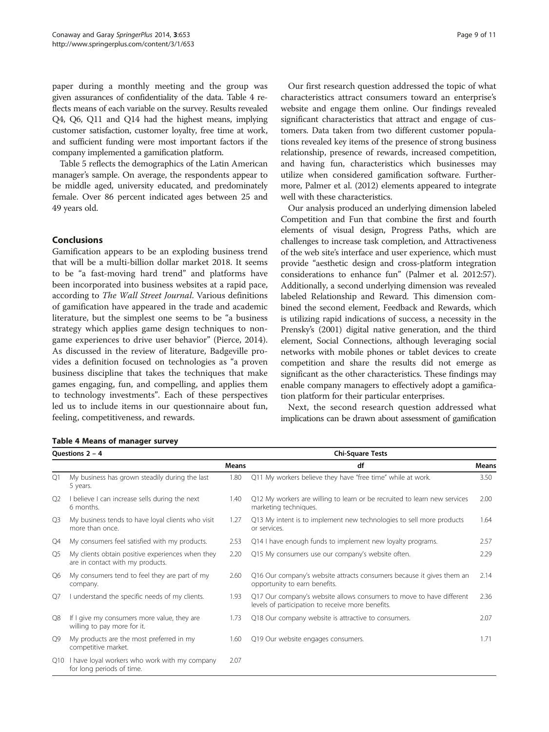paper during a monthly meeting and the group was given assurances of confidentiality of the data. Table 4 reflects means of each variable on the survey. Results revealed Q4, Q6, Q11 and Q14 had the highest means, implying customer satisfaction, customer loyalty, free time at work, and sufficient funding were most important factors if the company implemented a gamification platform.

Table 5 reflects the demographics of the Latin American manager's sample. On average, the respondents appear to be middle aged, university educated, and predominately female. Over 86 percent indicated ages between 25 and 49 years old.

## Conclusions

Gamification appears to be an exploding business trend that will be a multi-billion dollar market 2018. It seems to be "a fast-moving hard trend" and platforms have been incorporated into business websites at a rapid pace, according to *The Wall Street Journal*. Various definitions of gamification have appeared in the trade and academic literature, but the simplest one seems to be "a business strategy which applies game design techniques to non-game experiences to drive user behavior" (Pierce, 2014). As discussed in the review of literature, Badgeville provides a definition focused on technologies as "a proven business discipline that takes the techniques that make games engaging, fun, and compelling, and applies them to technology investments". Each of these perspectives led us to include items in our questionnaire about fun, feeling, competitiveness, and rewards.

Our first research question addressed the topic of what characteristics attract consumers toward an enterprise's website and engage them online. Our findings revealed significant characteristics that attract and engage of customers. Data taken from two different customer populations revealed key items of the presence of strong business relationship, presence of rewards, increased competition, and having fun, characteristics which businesses may utilize when considered gamification software. Furthermore, Palmer et al. (2012) elements appeared to integrate well with these characteristics.

Our analysis produced an underlying dimension labeled Competition and Fun that combine the first and fourth elements of visual design, Progress Paths, which are challenges to increase task completion, and Attractiveness of the web site's interface and user experience, which must provide "aesthetic design and cross-platform integration considerations to enhance fun" (Palmer et al. 2012:57). Additionally, a second underlying dimension was revealed labeled Relationship and Reward. This dimension combined the second element, Feedback and Rewards, which is utilizing rapid indications of success, a necessity in the Prensky's (2001) digital native generation, and the third element, Social Connections, although leveraging social networks with mobile phones or tablet devices to create competition and share the results did not emerge as significant as the other characteristics. These findings may enable company managers to effectively adopt a gamification platform for their particular enterprises.

Next, the second research question addressed what implications can be drawn about assessment of gamification

**Table 4 Means of manager survey**

| Questions 2 – 4 | | | Chi-Square Tests | |
|---|---|---|---|---|
| | | Means | df | Means |
| Q1 | My business has grown steadily during the last 5 years. | 1.80 | Q11 My workers believe they have "free time" while at work. | 3.50 |
| Q2 | I believe I can increase sells during the next 6 months. | 1.40 | Q12 My workers are willing to learn or be recruited to learn new services marketing techniques. | 2.00 |
| Q3 | My business tends to have loyal clients who visit more than once. | 1.27 | Q13 My intent is to implement new technologies to sell more products or services. | 1.64 |
| Q4 | My consumers feel satisfied with my products. | 2.53 | Q14 I have enough funds to implement new loyalty programs. | 2.57 |
| Q5 | My clients obtain positive experiences when they are in contact with my products. | 2.20 | Q15 My consumers use our company's website often. | 2.29 |
| Q6 | My consumers tend to feel they are part of my company. | 2.60 | Q16 Our company's website attracts consumers because it gives them an opportunity to earn benefits. | 2.14 |
| Q7 | I understand the specific needs of my clients. | 1.93 | Q17 Our company's website allows consumers to move to have different levels of participation to receive more benefits. | 2.36 |
| Q8 | If I give my consumers more value, they are willing to pay more for it. | 1.73 | Q18 Our company website is attractive to consumers. | 2.07 |
| Q9 | My products are the most preferred in my competitive market. | 1.60 | Q19 Our website engages consumers. | 1.71 |
| Q10 | I have loyal workers who work with my company for long periods of time. | 2.07 | | |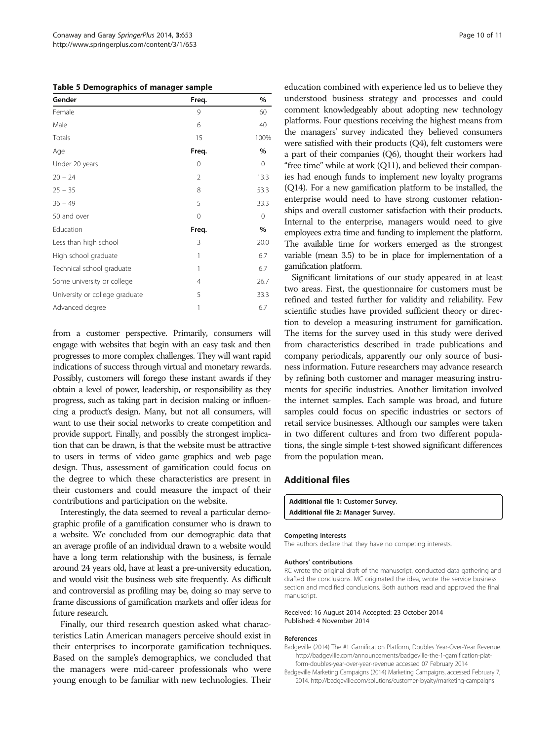**Table 5 Demographics of manager sample**

| Gender | Freq. | % |
|---|---|---|
| Female | 9 | 60 |
| Male | 6 | 40 |
| Totals | 15 | 100% |
| **Age** | **Freq.** | **%** |
| Under 20 years | 0 | 0 |
| 20 – 24 | 2 | 13.3 |
| 25 – 35 | 8 | 53.3 |
| 36 – 49 | 5 | 33.3 |
| 50 and over | 0 | 0 |
| **Education** | **Freq.** | **%** |
| Less than high school | 3 | 20.0 |
| High school graduate | 1 | 6.7 |
| Technical school graduate | 1 | 6.7 |
| Some university or college | 4 | 26.7 |
| University or college graduate | 5 | 33.3 |
| Advanced degree | 1 | 6.7 |

from a customer perspective. Primarily, consumers will engage with websites that begin with an easy task and then progresses to more complex challenges. They will want rapid indications of success through virtual and monetary rewards. Possibly, customers will forego these instant awards if they obtain a level of power, leadership, or responsibility as they progress, such as taking part in decision making or influencing a product's design. Many, but not all consumers, will want to use their social networks to create competition and provide support. Finally, and possibly the strongest implication that can be drawn, is that the website must be attractive to users in terms of video game graphics and web page design. Thus, assessment of gamification could focus on the degree to which these characteristics are present in their customers and could measure the impact of their contributions and participation on the website.

Interestingly, the data seemed to reveal a particular demographic profile of a gamification consumer who is drawn to a website. We concluded from our demographic data that an average profile of an individual drawn to a website would have a long term relationship with the business, is female around 24 years old, have at least a pre-university education, and would visit the business web site frequently. As difficult and controversial as profiling may be, doing so may serve to frame discussions of gamification markets and offer ideas for future research.

Finally, our third research question asked what characteristics Latin American managers perceive should exist in their enterprises to incorporate gamification techniques. Based on the sample's demographics, we concluded that the managers were mid-career professionals who were young enough to be familiar with new technologies. Their education combined with experience led us to believe they understood business strategy and processes and could comment knowledgeably about adopting new technology platforms. Four questions receiving the highest means from the managers' survey indicated they believed consumers were satisfied with their products (Q4), felt customers were a part of their companies (Q6), thought their workers had "free time" while at work (Q11), and believed their companies had enough funds to implement new loyalty programs (Q14). For a new gamification platform to be installed, the enterprise would need to have strong customer relationships and overall customer satisfaction with their products. Internal to the enterprise, managers would need to give employees extra time and funding to implement the platform. The available time for workers emerged as the strongest variable (mean 3.5) to be in place for implementation of a gamification platform.

Significant limitations of our study appeared in at least two areas. First, the questionnaire for customers must be refined and tested further for validity and reliability. Few scientific studies have provided sufficient theory or direction to develop a measuring instrument for gamification. The items for the survey used in this study were derived from characteristics described in trade publications and company periodicals, apparently our only source of business information. Future researchers may advance research by refining both customer and manager measuring instruments for specific industries. Another limitation involved the internet samples. Each sample was broad, and future samples could focus on specific industries or sectors of retail service businesses. Although our samples were taken in two different cultures and from two different populations, the single simple t-test showed significant differences from the population mean.

## Additional files

**Additional file 1: Customer Survey.**
**Additional file 2: Manager Survey.**

#### Competing interests

The authors declare that they have no competing interests.

#### Authors' contributions

RC wrote the original draft of the manuscript, conducted data gathering and drafted the conclusions. MC originated the idea, wrote the service business section and modified conclusions. Both authors read and approved the final manuscript.

Received: 16 August 2014 Accepted: 23 October 2014
Published: 4 November 2014

#### References

Badgeville (2014) The #1 Gamification Platform, Doubles Year-Over-Year Revenue. http://badgeville.com/announcements/badgeville-the-1-gamification-platform-doubles-year-over-year-revenue accessed 07 February 2014

Badgeville Marketing Campaigns (2014) Marketing Campaigns, accessed February 7, 2014. http://badgeville.com/solutions/customer-loyalty/marketing-campaigns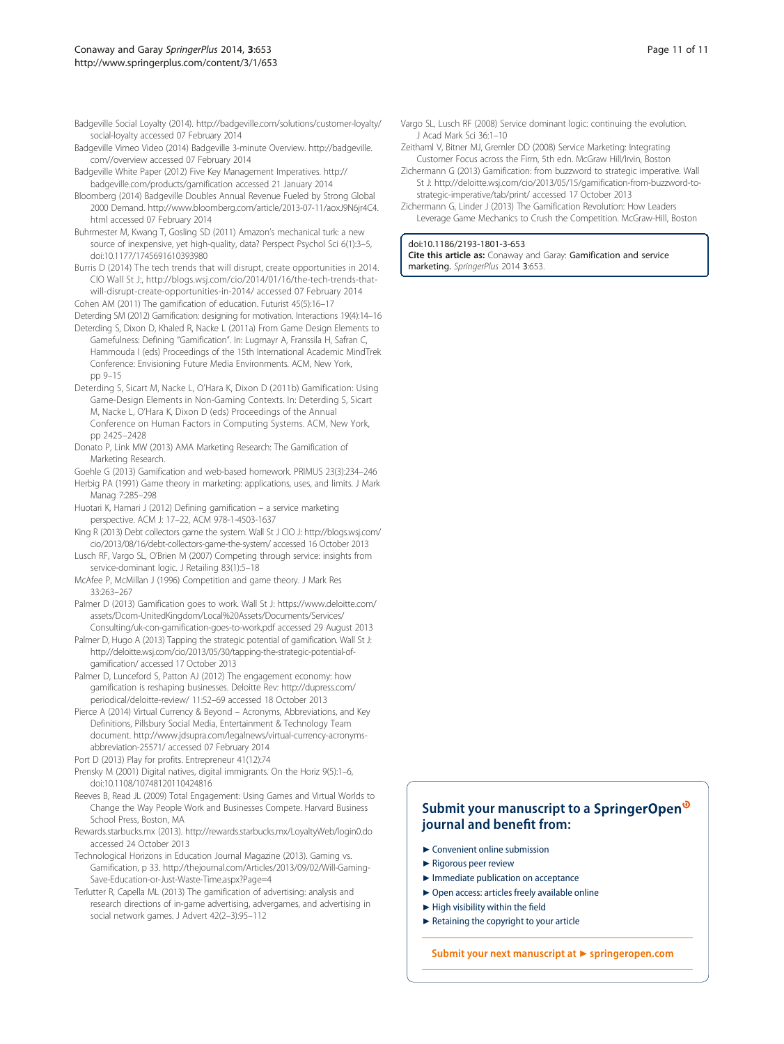Badgeville Social Loyalty (2014). http://badgeville.com/solutions/customer-loyalty/social-loyalty accessed 07 February 2014

Badgeville Vimeo Video (2014) Badgeville 3-minute Overview. http://badgeville.com//overview accessed 07 February 2014

Badgeville White Paper (2012) Five Key Management Imperatives. http://badgeville.com/products/gamification accessed 21 January 2014

Bloomberg (2014) Badgeville Doubles Annual Revenue Fueled by Strong Global 2000 Demand. http://www.bloomberg.com/article/2013-07-11/aoxJ9N6jr4C4.html accessed 07 February 2014

Buhrmester M, Kwang T, Gosling SD (2011) Amazon's mechanical turk: a new source of inexpensive, yet high-quality, data? Perspect Psychol Sci 6(1):3–5, doi:10.1177/1745691610393980

Burris D (2014) The tech trends that will disrupt, create opportunities in 2014. CIO Wall St J:, http://blogs.wsj.com/cio/2014/01/16/the-tech-trends-that-will-disrupt-create-opportunities-in-2014/ accessed 07 February 2014

Cohen AM (2011) The gamification of education. Futurist 45(5):16–17

Deterding SM (2012) Gamification: designing for motivation. Interactions 19(4):14–16

Deterding S, Dixon D, Khaled R, Nacke L (2011a) From Game Design Elements to Gamefulness: Defining "Gamification". In: Lugmayr A, Franssila H, Safran C, Hammouda I (eds) Proceedings of the 15th International Academic MindTrek Conference: Envisioning Future Media Environments. ACM, New York, pp 9–15

Deterding S, Sicart M, Nacke L, O'Hara K, Dixon D (2011b) Gamification: Using Game-Design Elements in Non-Gaming Contexts. In: Deterding S, Sicart M, Nacke L, O'Hara K, Dixon D (eds) Proceedings of the Annual Conference on Human Factors in Computing Systems. ACM, New York, pp 2425–2428

Donato P, Link MW (2013) AMA Marketing Research: The Gamification of Marketing Research.

Goehle G (2013) Gamification and web-based homework. PRIMUS 23(3):234–246

Herbig PA (1991) Game theory in marketing: applications, uses, and limits. J Mark Manag 7:285–298

Huotari K, Hamari J (2012) Defining gamification – a service marketing perspective. ACM J: 17–22, ACM 978-1-4503-1637

King R (2013) Debt collectors game the system. Wall St J CIO J: http://blogs.wsj.com/cio/2013/08/16/debt-collectors-game-the-system/ accessed 16 October 2013

Lusch RF, Vargo SL, O'Brien M (2007) Competing through service: insights from service-dominant logic. J Retailing 83(1):5–18

McAfee P, McMillan J (1996) Competition and game theory. J Mark Res 33:263–267

Palmer D (2013) Gamification goes to work. Wall St J: https://www.deloitte.com/assets/Dcom-UnitedKingdom/Local%20Assets/Documents/Services/Consulting/uk-con-gamification-goes-to-work.pdf accessed 29 August 2013

Palmer D, Hugo A (2013) Tapping the strategic potential of gamification. Wall St J: http://deloitte.wsj.com/cio/2013/05/30/tapping-the-strategic-potential-of-gamification/ accessed 17 October 2013

Palmer D, Lunceford S, Patton AJ (2012) The engagement economy: how gamification is reshaping businesses. Deloitte Rev: http://dupress.com/periodical/deloitte-review/ 11:52–69 accessed 18 October 2013

Pierce A (2014) Virtual Currency & Beyond – Acronyms, Abbreviations, and Key Definitions, Pillsbury Social Media, Entertainment & Technology Team document. http://www.jdsupra.com/legalnews/virtual-currency-acronyms-abbreviation-25571/ accessed 07 February 2014

Port D (2013) Play for profits. Entrepreneur 41(12):74

Prensky M (2001) Digital natives, digital immigrants. On the Horiz 9(5):1–6, doi:10.1108/10748120110424816

Reeves B, Read JL (2009) Total Engagement: Using Games and Virtual Worlds to Change the Way People Work and Businesses Compete. Harvard Business School Press, Boston, MA

Rewards.starbucks.mx (2013). http://rewards.starbucks.mx/LoyaltyWeb/login0.do accessed 24 October 2013

Technological Horizons in Education Journal Magazine (2013). Gaming vs. Gamification, p 33. http://thejournal.com/Articles/2013/09/02/Will-Gaming-Save-Education-or-Just-Waste-Time.aspx?Page=4

Terlutter R, Capella ML (2013) The gamification of advertising: analysis and research directions of in-game advertising, advergames, and advertising in social network games. J Advert 42(2–3):95–112

Vargo SL, Lusch RF (2008) Service dominant logic: continuing the evolution. J Acad Mark Sci 36:1–10

Zeithaml V, Bitner MJ, Gremler DD (2008) Service Marketing: Integrating Customer Focus across the Firm, 5th edn. McGraw Hill/Irvin, Boston

Zichermann G (2013) Gamification: from buzzword to strategic imperative. Wall St J: http://deloitte.wsj.com/cio/2013/05/15/gamification-from-buzzword-to-strategic-imperative/tab/print/ accessed 17 October 2013

Zichermann G, Linder J (2013) The Gamification Revolution: How Leaders Leverage Game Mechanics to Crush the Competition. McGraw-Hill, Boston

doi:10.1186/2193-1801-3-653
**Cite this article as:** Conaway and Garay: Gamification and service marketing. *SpringerPlus* 2014 **3**:653.

**Submit your manuscript to a SpringerOpen journal and benefit from:**

- ► Convenient online submission
- ► Rigorous peer review
- ► Immediate publication on acceptance
- ► Open access: articles freely available online
- ► High visibility within the field
- ► Retaining the copyright to your article

**Submit your next manuscript at ► springeropen.com**